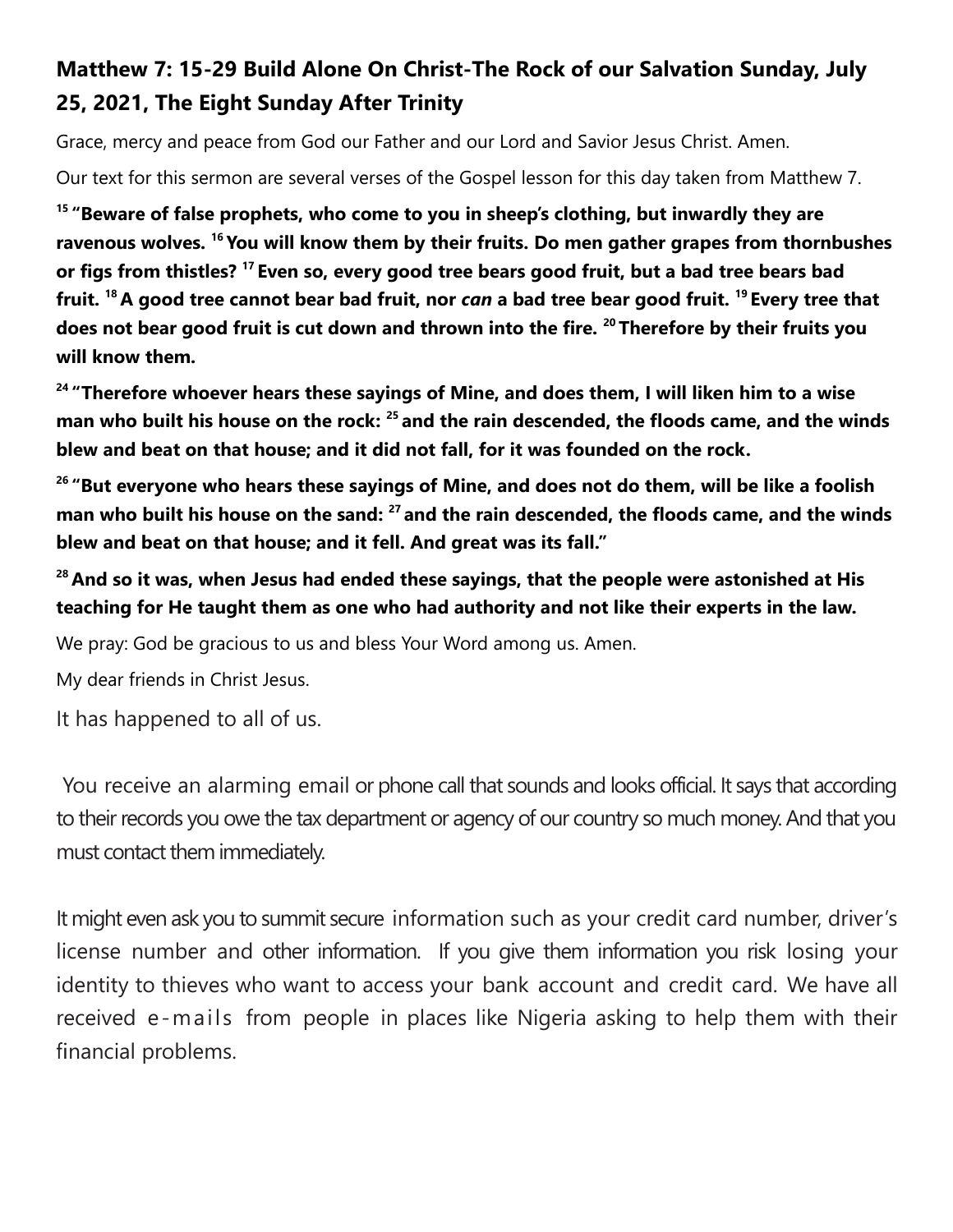# Matthew 7: 15-29 Build Alone On Christ-The Rock of our Salvation Sunday, July 25, 2021, The Eight Sunday After Trinity

Grace, mercy and peace from God our Father and our Lord and Savior Jesus Christ. Amen.

Our text for this sermon are several verses of the Gospel lesson for this day taken from Matthew 7.

**[15] "Beware of false prophets, who come to you in sheep's clothing, but inwardly they are ravenous wolves. [16] You will know them by their fruits. Do men gather grapes from thornbushes or figs from thistles? [17] Even so, every good tree bears good fruit, but a bad tree bears bad fruit. [18] A good tree cannot bear bad fruit, nor *can* a bad tree bear good fruit. [19] Every tree that does not bear good fruit is cut down and thrown into the fire. [20] Therefore by their fruits you will know them.**

**[24] "Therefore whoever hears these sayings of Mine, and does them, I will liken him to a wise man who built his house on the rock: [25] and the rain descended, the floods came, and the winds blew and beat on that house; and it did not fall, for it was founded on the rock.**

**[26] "But everyone who hears these sayings of Mine, and does not do them, will be like a foolish man who built his house on the sand: [27] and the rain descended, the floods came, and the winds blew and beat on that house; and it fell. And great was its fall."**

**[28] And so it was, when Jesus had ended these sayings, that the people were astonished at His teaching for He taught them as one who had authority and not like their experts in the law.**

We pray: God be gracious to us and bless Your Word among us. Amen.

My dear friends in Christ Jesus.

It has happened to all of us.

You receive an alarming email or phone call that sounds and looks official. It says that according to their records you owe the tax department or agency of our country so much money. And that you must contact them immediately.

It might even ask you to summit secure information such as your credit card number, driver's license number and other information. If you give them information you risk losing your identity to thieves who want to access your bank account and credit card. We have all received e-mails from people in places like Nigeria asking to help them with their financial problems.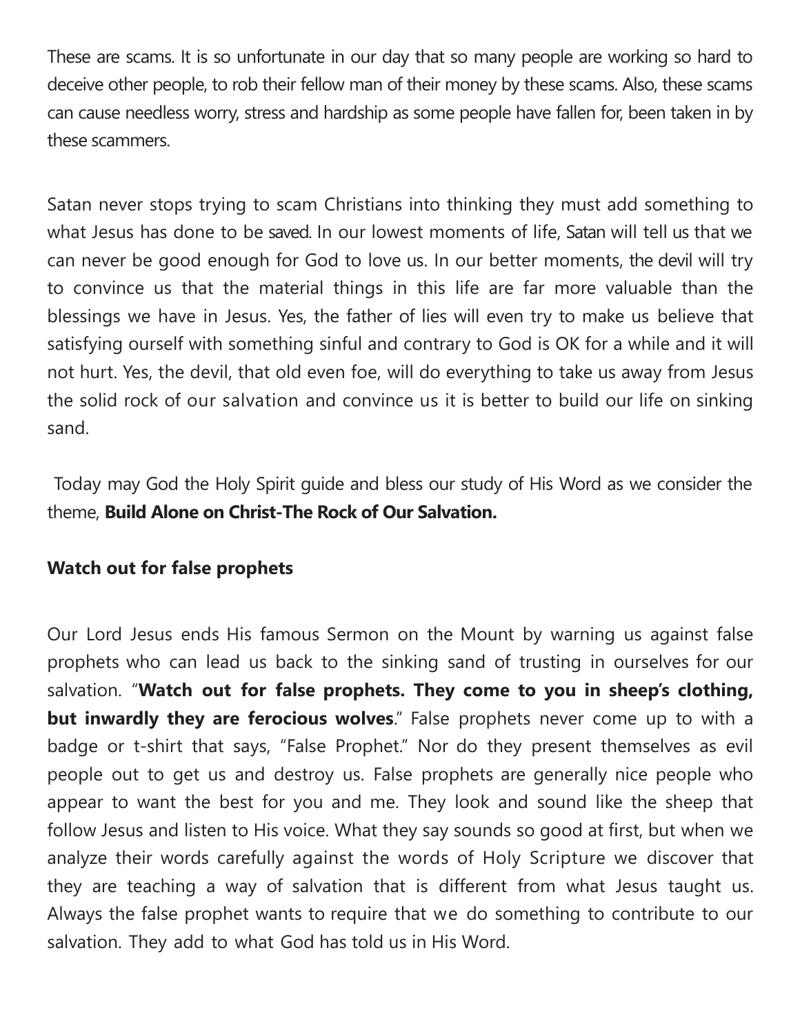These are scams. It is so unfortunate in our day that so many people are working so hard to deceive other people, to rob their fellow man of their money by these scams. Also, these scams can cause needless worry, stress and hardship as some people have fallen for, been taken in by these scammers.

Satan never stops trying to scam Christians into thinking they must add something to what Jesus has done to be saved. In our lowest moments of life, Satan will tell us that we can never be good enough for God to love us. In our better moments, the devil will try to convince us that the material things in this life are far more valuable than the blessings we have in Jesus. Yes, the father of lies will even try to make us believe that satisfying ourself with something sinful and contrary to God is OK for a while and it will not hurt. Yes, the devil, that old even foe, will do everything to take us away from Jesus the solid rock of our salvation and convince us it is better to build our life on sinking sand.

Today may God the Holy Spirit guide and bless our study of His Word as we consider the theme, **Build Alone on Christ-The Rock of Our Salvation.**

**Watch out for false prophets**

Our Lord Jesus ends His famous Sermon on the Mount by warning us against false prophets who can lead us back to the sinking sand of trusting in ourselves for our salvation. "**Watch out for false prophets. They come to you in sheep's clothing, but inwardly they are ferocious wolves**." False prophets never come up to with a badge or t-shirt that says, "False Prophet." Nor do they present themselves as evil people out to get us and destroy us. False prophets are generally nice people who appear to want the best for you and me. They look and sound like the sheep that follow Jesus and listen to His voice. What they say sounds so good at first, but when we analyze their words carefully against the words of Holy Scripture we discover that they are teaching a way of salvation that is different from what Jesus taught us. Always the false prophet wants to require that we do something to contribute to our salvation. They add to what God has told us in His Word.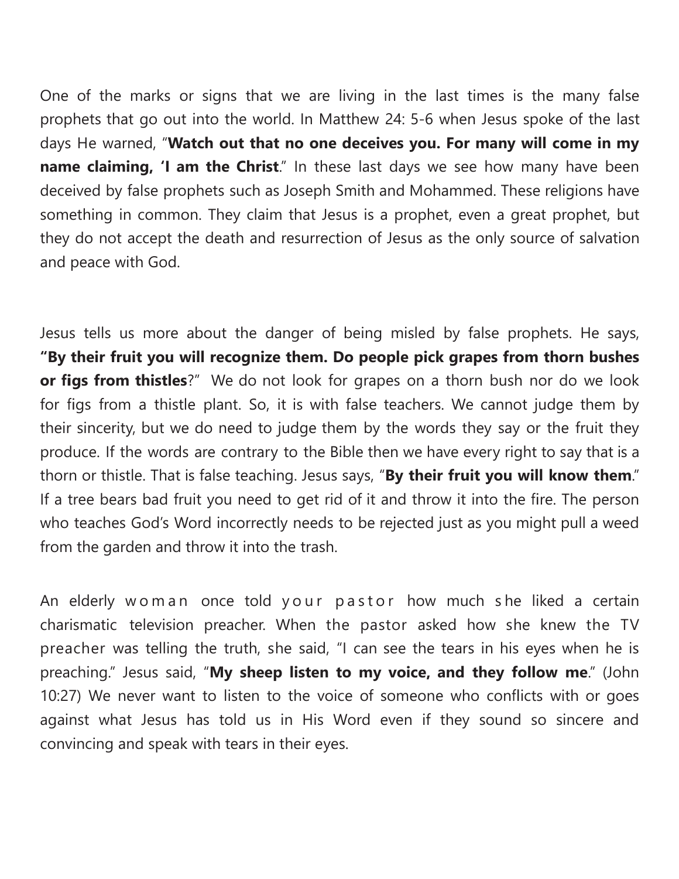One of the marks or signs that we are living in the last times is the many false prophets that go out into the world. In Matthew 24: 5-6 when Jesus spoke of the last days He warned, "**Watch out that no one deceives you. For many will come in my name claiming, 'I am the Christ**." In these last days we see how many have been deceived by false prophets such as Joseph Smith and Mohammed. These religions have something in common. They claim that Jesus is a prophet, even a great prophet, but they do not accept the death and resurrection of Jesus as the only source of salvation and peace with God.

Jesus tells us more about the danger of being misled by false prophets. He says, **"By their fruit you will recognize them. Do people pick grapes from thorn bushes or figs from thistles**?" We do not look for grapes on a thorn bush nor do we look for figs from a thistle plant. So, it is with false teachers. We cannot judge them by their sincerity, but we do need to judge them by the words they say or the fruit they produce. If the words are contrary to the Bible then we have every right to say that is a thorn or thistle. That is false teaching. Jesus says, "**By their fruit you will know them**." If a tree bears bad fruit you need to get rid of it and throw it into the fire. The person who teaches God's Word incorrectly needs to be rejected just as you might pull a weed from the garden and throw it into the trash.

An elderly woman once told your pastor how much she liked a certain charismatic television preacher. When the pastor asked how she knew the TV preacher was telling the truth, she said, "I can see the tears in his eyes when he is preaching." Jesus said, "**My sheep listen to my voice, and they follow me**." (John 10:27) We never want to listen to the voice of someone who conflicts with or goes against what Jesus has told us in His Word even if they sound so sincere and convincing and speak with tears in their eyes.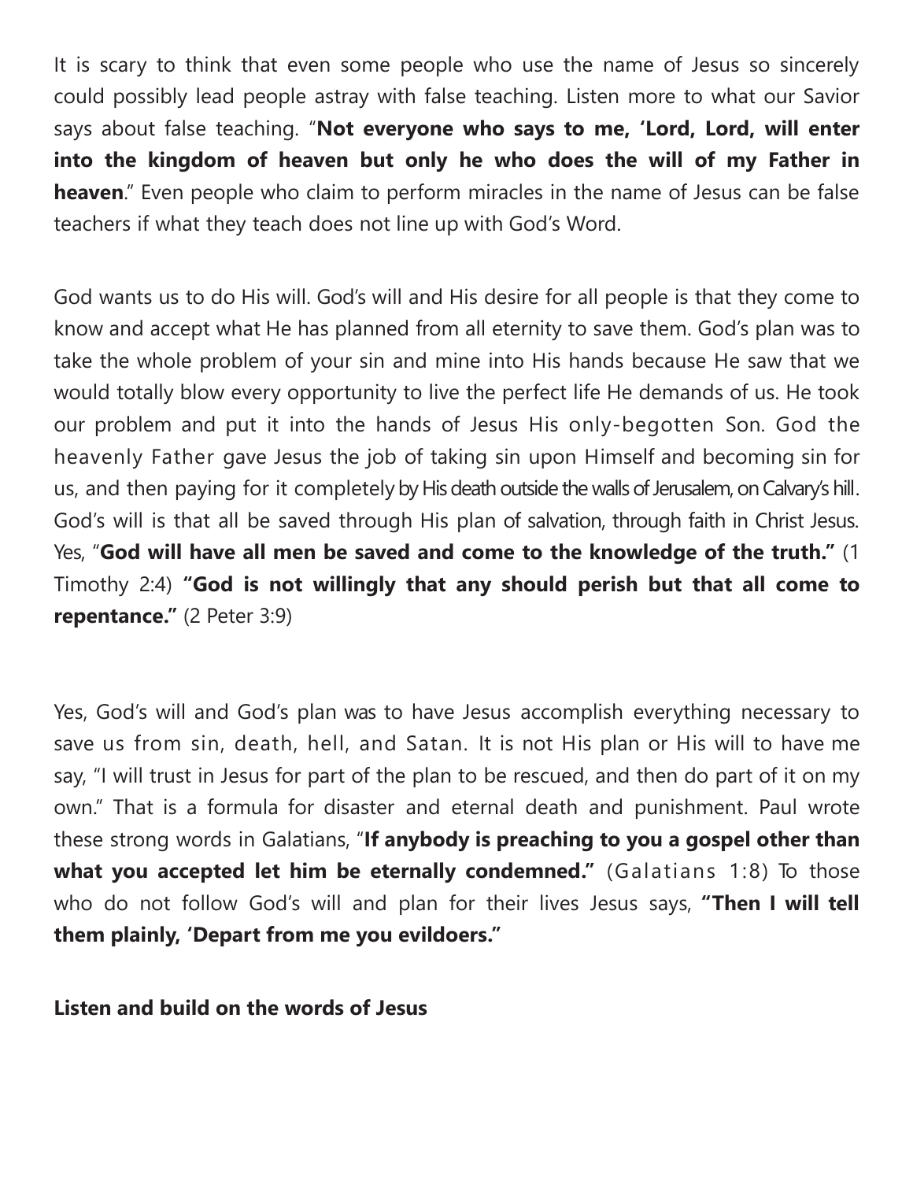It is scary to think that even some people who use the name of Jesus so sincerely could possibly lead people astray with false teaching. Listen more to what our Savior says about false teaching. "**Not everyone who says to me, 'Lord, Lord, will enter into the kingdom of heaven but only he who does the will of my Father in heaven**." Even people who claim to perform miracles in the name of Jesus can be false teachers if what they teach does not line up with God's Word.

God wants us to do His will. God's will and His desire for all people is that they come to know and accept what He has planned from all eternity to save them. God's plan was to take the whole problem of your sin and mine into His hands because He saw that we would totally blow every opportunity to live the perfect life He demands of us. He took our problem and put it into the hands of Jesus His only-begotten Son. God the heavenly Father gave Jesus the job of taking sin upon Himself and becoming sin for us, and then paying for it completely by His death outside the walls of Jerusalem, on Calvary's hill. God's will is that all be saved through His plan of salvation, through faith in Christ Jesus. Yes, "**God will have all men be saved and come to the knowledge of the truth."** (1 Timothy 2:4) **"God is not willingly that any should perish but that all come to repentance."** (2 Peter 3:9)

Yes, God's will and God's plan was to have Jesus accomplish everything necessary to save us from sin, death, hell, and Satan. It is not His plan or His will to have me say, "I will trust in Jesus for part of the plan to be rescued, and then do part of it on my own." That is a formula for disaster and eternal death and punishment. Paul wrote these strong words in Galatians, "**If anybody is preaching to you a gospel other than what you accepted let him be eternally condemned."** (Galatians 1:8) To those who do not follow God's will and plan for their lives Jesus says, **"Then I will tell them plainly, 'Depart from me you evildoers."**

**Listen and build on the words of Jesus**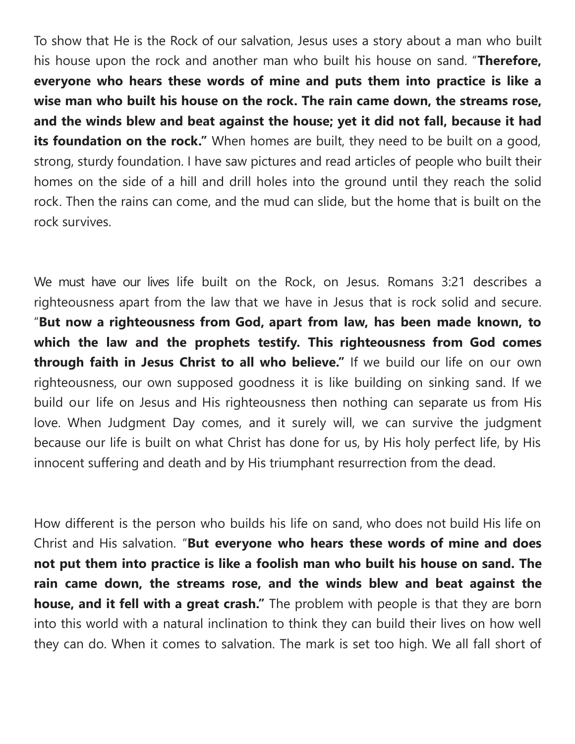To show that He is the Rock of our salvation, Jesus uses a story about a man who built his house upon the rock and another man who built his house on sand. "**Therefore, everyone who hears these words of mine and puts them into practice is like a wise man who built his house on the rock. The rain came down, the streams rose, and the winds blew and beat against the house; yet it did not fall, because it had its foundation on the rock."** When homes are built, they need to be built on a good, strong, sturdy foundation. I have saw pictures and read articles of people who built their homes on the side of a hill and drill holes into the ground until they reach the solid rock. Then the rains can come, and the mud can slide, but the home that is built on the rock survives.

We must have our lives life built on the Rock, on Jesus. Romans 3:21 describes a righteousness apart from the law that we have in Jesus that is rock solid and secure. "**But now a righteousness from God, apart from law, has been made known, to which the law and the prophets testify. This righteousness from God comes through faith in Jesus Christ to all who believe."** If we build our life on our own righteousness, our own supposed goodness it is like building on sinking sand. If we build our life on Jesus and His righteousness then nothing can separate us from His love. When Judgment Day comes, and it surely will, we can survive the judgment because our life is built on what Christ has done for us, by His holy perfect life, by His innocent suffering and death and by His triumphant resurrection from the dead.

How different is the person who builds his life on sand, who does not build His life on Christ and His salvation. "**But everyone who hears these words of mine and does not put them into practice is like a foolish man who built his house on sand. The rain came down, the streams rose, and the winds blew and beat against the house, and it fell with a great crash."** The problem with people is that they are born into this world with a natural inclination to think they can build their lives on how well they can do. When it comes to salvation. The mark is set too high. We all fall short of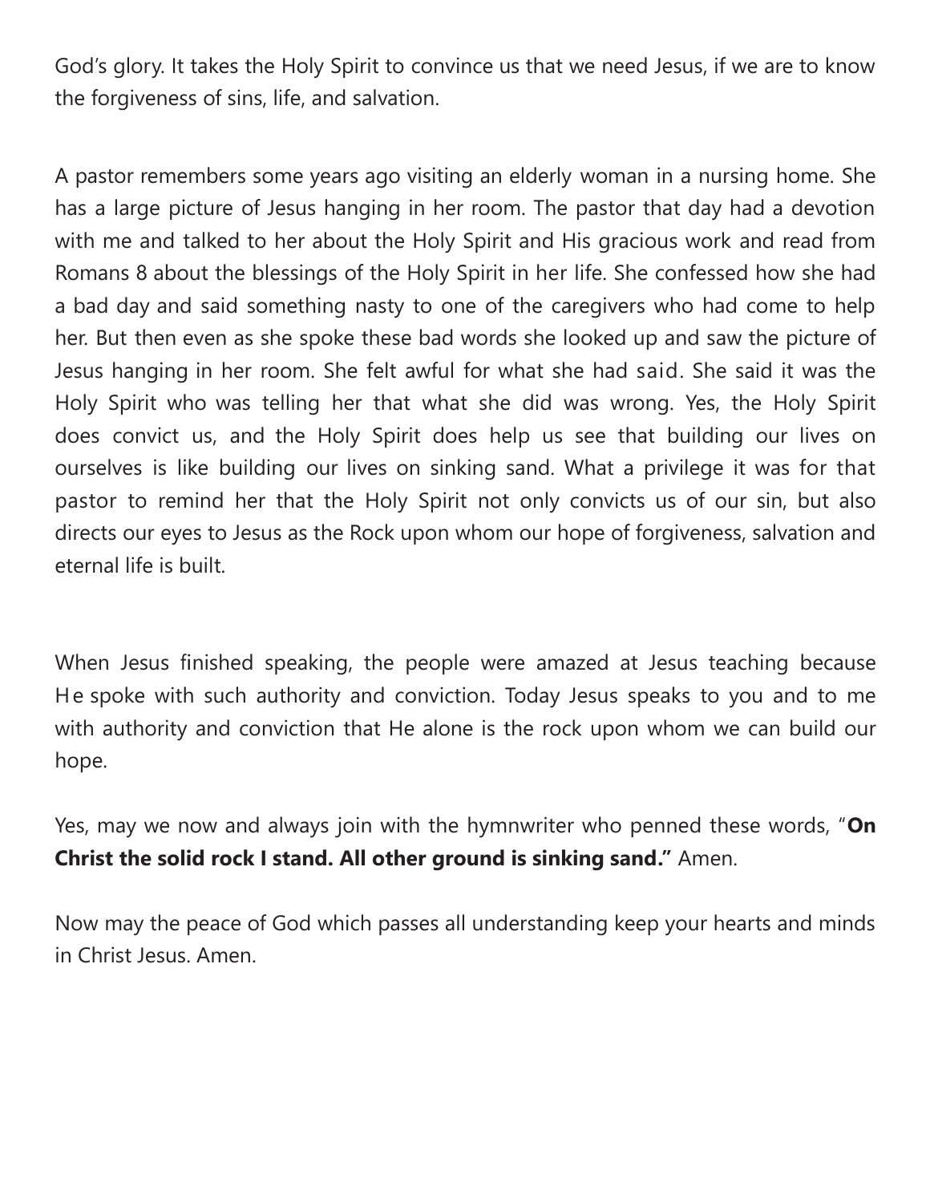God's glory. It takes the Holy Spirit to convince us that we need Jesus, if we are to know the forgiveness of sins, life, and salvation.

A pastor remembers some years ago visiting an elderly woman in a nursing home. She has a large picture of Jesus hanging in her room. The pastor that day had a devotion with me and talked to her about the Holy Spirit and His gracious work and read from Romans 8 about the blessings of the Holy Spirit in her life. She confessed how she had a bad day and said something nasty to one of the caregivers who had come to help her. But then even as she spoke these bad words she looked up and saw the picture of Jesus hanging in her room. She felt awful for what she had said. She said it was the Holy Spirit who was telling her that what she did was wrong. Yes, the Holy Spirit does convict us, and the Holy Spirit does help us see that building our lives on ourselves is like building our lives on sinking sand. What a privilege it was for that pastor to remind her that the Holy Spirit not only convicts us of our sin, but also directs our eyes to Jesus as the Rock upon whom our hope of forgiveness, salvation and eternal life is built.

When Jesus finished speaking, the people were amazed at Jesus teaching because He spoke with such authority and conviction. Today Jesus speaks to you and to me with authority and conviction that He alone is the rock upon whom we can build our hope.

Yes, may we now and always join with the hymnwriter who penned these words, "**On Christ the solid rock I stand. All other ground is sinking sand."** Amen.

Now may the peace of God which passes all understanding keep your hearts and minds in Christ Jesus. Amen.